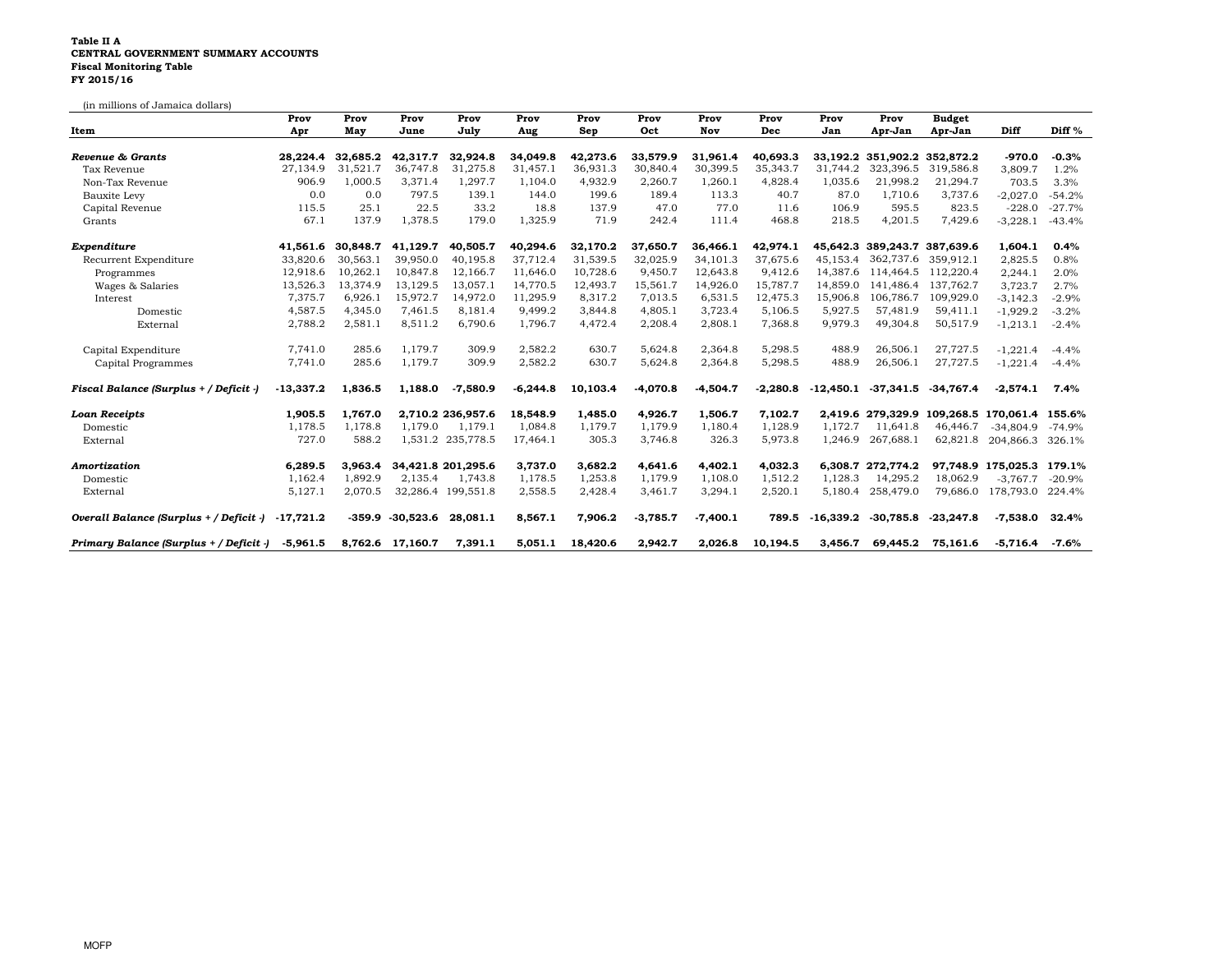**Table II A**
**CENTRAL GOVERNMENT SUMMARY ACCOUNTS**
**Fiscal Monitoring Table**
**FY 2015/16**

(in millions of Jamaica dollars)

| Item | Prov Apr | Prov May | Prov June | Prov July | Prov Aug | Prov Sep | Prov Oct | Prov Nov | Prov Dec | Prov Jan | Prov Apr-Jan | Budget Apr-Jan | Diff | Diff % |
|---|---|---|---|---|---|---|---|---|---|---|---|---|---|---|
| ***Revenue & Grants*** | **28,224.4** | **32,685.2** | **42,317.7** | **32,924.8** | **34,049.8** | **42,273.6** | **33,579.9** | **31,961.4** | **40,693.3** | **33,192.2** | **351,902.2** | **352,872.2** | **-970.0** | **-0.3%** |
| Tax Revenue | 27,134.9 | 31,521.7 | 36,747.8 | 31,275.8 | 31,457.1 | 36,931.3 | 30,840.4 | 30,399.5 | 35,343.7 | 31,744.2 | 323,396.5 | 319,586.8 | 3,809.7 | 1.2% |
| Non-Tax Revenue | 906.9 | 1,000.5 | 3,371.4 | 1,297.7 | 1,104.0 | 4,932.9 | 2,260.7 | 1,260.1 | 4,828.4 | 1,035.6 | 21,998.2 | 21,294.7 | 703.5 | 3.3% |
| Bauxite Levy | 0.0 | 0.0 | 797.5 | 139.1 | 144.0 | 199.6 | 189.4 | 113.3 | 40.7 | 87.0 | 1,710.6 | 3,737.6 | -2,027.0 | -54.2% |
| Capital Revenue | 115.5 | 25.1 | 22.5 | 33.2 | 18.8 | 137.9 | 47.0 | 77.0 | 11.6 | 106.9 | 595.5 | 823.5 | -228.0 | -27.7% |
| Grants | 67.1 | 137.9 | 1,378.5 | 179.0 | 1,325.9 | 71.9 | 242.4 | 111.4 | 468.8 | 218.5 | 4,201.5 | 7,429.6 | -3,228.1 | -43.4% |
| ***Expenditure*** | **41,561.6** | **30,848.7** | **41,129.7** | **40,505.7** | **40,294.6** | **32,170.2** | **37,650.7** | **36,466.1** | **42,974.1** | **45,642.3** | **389,243.7** | **387,639.6** | **1,604.1** | **0.4%** |
| Recurrent Expenditure | 33,820.6 | 30,563.1 | 39,950.0 | 40,195.8 | 37,712.4 | 31,539.5 | 32,025.9 | 34,101.3 | 37,675.6 | 45,153.4 | 362,737.6 | 359,912.1 | 2,825.5 | 0.8% |
| Programmes | 12,918.6 | 10,262.1 | 10,847.8 | 12,166.7 | 11,646.0 | 10,728.6 | 9,450.7 | 12,643.8 | 9,412.6 | 14,387.6 | 114,464.5 | 112,220.4 | 2,244.1 | 2.0% |
| Wages & Salaries | 13,526.3 | 13,374.9 | 13,129.5 | 13,057.1 | 14,770.5 | 12,493.7 | 15,561.7 | 14,926.0 | 15,787.7 | 14,859.0 | 141,486.4 | 137,762.7 | 3,723.7 | 2.7% |
| Interest | 7,375.7 | 6,926.1 | 15,972.7 | 14,972.0 | 11,295.9 | 8,317.2 | 7,013.5 | 6,531.5 | 12,475.3 | 15,906.8 | 106,786.7 | 109,929.0 | -3,142.3 | -2.9% |
| Domestic | 4,587.5 | 4,345.0 | 7,461.5 | 8,181.4 | 9,499.2 | 3,844.8 | 4,805.1 | 3,723.4 | 5,106.5 | 5,927.5 | 57,481.9 | 59,411.1 | -1,929.2 | -3.2% |
| External | 2,788.2 | 2,581.1 | 8,511.2 | 6,790.6 | 1,796.7 | 4,472.4 | 2,208.4 | 2,808.1 | 7,368.8 | 9,979.3 | 49,304.8 | 50,517.9 | -1,213.1 | -2.4% |
| Capital Expenditure | 7,741.0 | 285.6 | 1,179.7 | 309.9 | 2,582.2 | 630.7 | 5,624.8 | 2,364.8 | 5,298.5 | 488.9 | 26,506.1 | 27,727.5 | -1,221.4 | -4.4% |
| Capital Programmes | 7,741.0 | 285.6 | 1,179.7 | 309.9 | 2,582.2 | 630.7 | 5,624.8 | 2,364.8 | 5,298.5 | 488.9 | 26,506.1 | 27,727.5 | -1,221.4 | -4.4% |
| ***Fiscal Balance (Surplus + / Deficit -)*** | **-13,337.2** | **1,836.5** | **1,188.0** | **-7,580.9** | **-6,244.8** | **10,103.4** | **-4,070.8** | **-4,504.7** | **-2,280.8** | **-12,450.1** | **-37,341.5** | **-34,767.4** | **-2,574.1** | **7.4%** |
| ***Loan Receipts*** | **1,905.5** | **1,767.0** | **2,710.2** | **236,957.6** | **18,548.9** | **1,485.0** | **4,926.7** | **1,506.7** | **7,102.7** | **2,419.6** | **279,329.9** | **109,268.5** | **170,061.4** | **155.6%** |
| Domestic | 1,178.5 | 1,178.8 | 1,179.0 | 1,179.1 | 1,084.8 | 1,179.7 | 1,179.9 | 1,180.4 | 1,128.9 | 1,172.7 | 11,641.8 | 46,446.7 | -34,804.9 | -74.9% |
| External | 727.0 | 588.2 | 1,531.2 | 235,778.5 | 17,464.1 | 305.3 | 3,746.8 | 326.3 | 5,973.8 | 1,246.9 | 267,688.1 | 62,821.8 | 204,866.3 | 326.1% |
| ***Amortization*** | **6,289.5** | **3,963.4** | **34,421.8** | **201,295.6** | **3,737.0** | **3,682.2** | **4,641.6** | **4,402.1** | **4,032.3** | **6,308.7** | **272,774.2** | **97,748.9** | **175,025.3** | **179.1%** |
| Domestic | 1,162.4 | 1,892.9 | 2,135.4 | 1,743.8 | 1,178.5 | 1,253.8 | 1,179.9 | 1,108.0 | 1,512.2 | 1,128.3 | 14,295.2 | 18,062.9 | -3,767.7 | -20.9% |
| External | 5,127.1 | 2,070.5 | 32,286.4 | 199,551.8 | 2,558.5 | 2,428.4 | 3,461.7 | 3,294.1 | 2,520.1 | 5,180.4 | 258,479.0 | 79,686.0 | 178,793.0 | 224.4% |
| ***Overall Balance (Surplus + / Deficit -)*** | **-17,721.2** | **-359.9** | **-30,523.6** | **28,081.1** | **8,567.1** | **7,906.2** | **-3,785.7** | **-7,400.1** | **789.5** | **-16,339.2** | **-30,785.8** | **-23,247.8** | **-7,538.0** | **32.4%** |
| ***Primary Balance (Surplus + / Deficit -)*** | **-5,961.5** | **8,762.6** | **17,160.7** | **7,391.1** | **5,051.1** | **18,420.6** | **2,942.7** | **2,026.8** | **10,194.5** | **3,456.7** | **69,445.2** | **75,161.6** | **-5,716.4** | **-7.6%** |

MOFP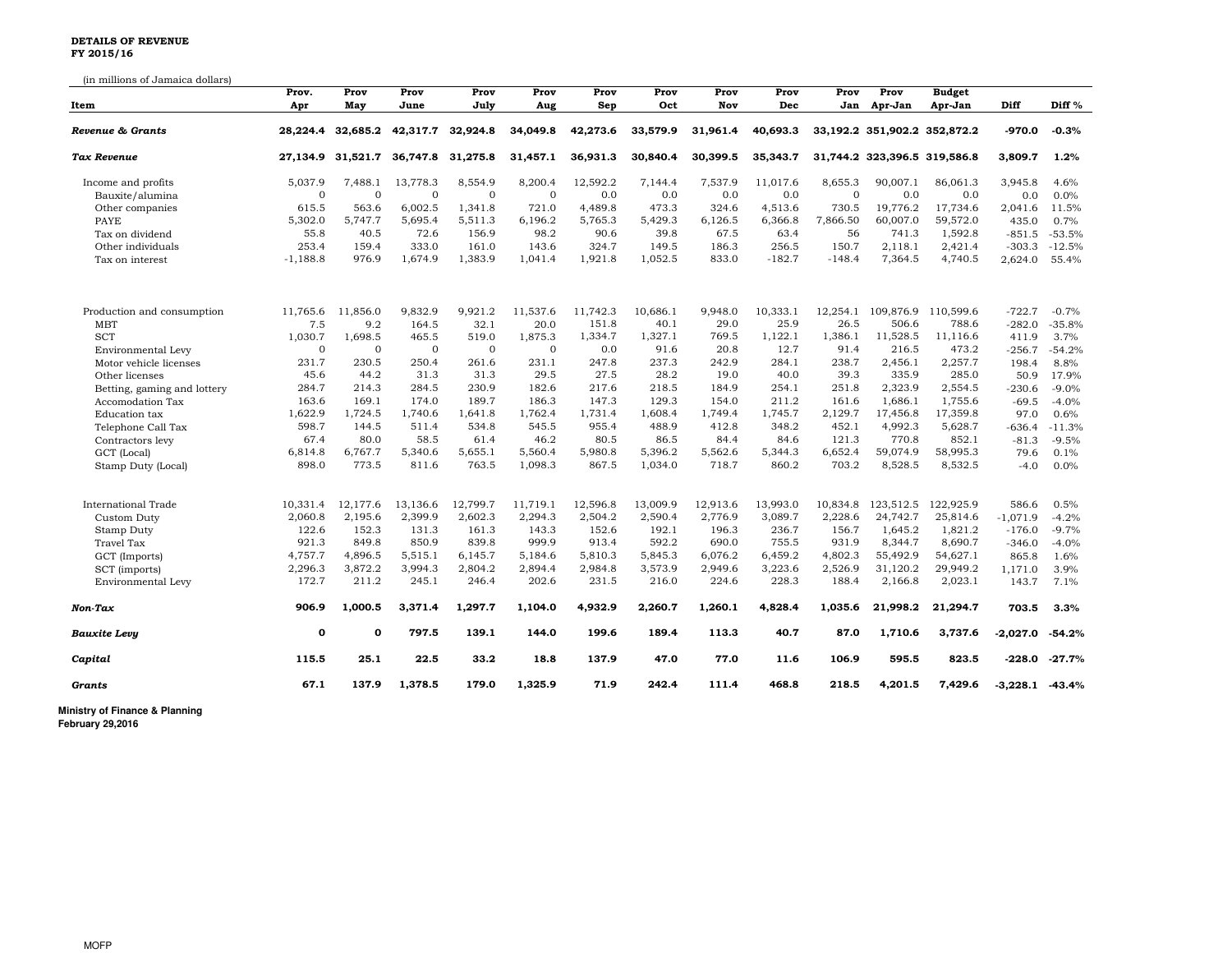**DETAILS OF REVENUE**
**FY 2015/16**

(in millions of Jamaica dollars)

| Item | Prov. Apr | Prov May | Prov June | Prov July | Prov Aug | Prov Sep | Prov Oct | Prov Nov | Prov Dec | Prov Jan | Prov Apr-Jan | Budget Apr-Jan | Diff | Diff % |
|---|---|---|---|---|---|---|---|---|---|---|---|---|---|---|
| ***Revenue & Grants*** | **28,224.4** | **32,685.2** | **42,317.7** | **32,924.8** | **34,049.8** | **42,273.6** | **33,579.9** | **31,961.4** | **40,693.3** | **33,192.2** | **351,902.2** | **352,872.2** | **-970.0** | **-0.3%** |
| ***Tax Revenue*** | **27,134.9** | **31,521.7** | **36,747.8** | **31,275.8** | **31,457.1** | **36,931.3** | **30,840.4** | **30,399.5** | **35,343.7** | **31,744.2** | **323,396.5** | **319,586.8** | **3,809.7** | **1.2%** |
| Income and profits | 5,037.9 | 7,488.1 | 13,778.3 | 8,554.9 | 8,200.4 | 12,592.2 | 7,144.4 | 7,537.9 | 11,017.6 | 8,655.3 | 90,007.1 | 86,061.3 | 3,945.8 | 4.6% |
| Bauxite/alumina | 0 | 0 | 0 | 0 | 0 | 0.0 | 0.0 | 0.0 | 0.0 | 0 | 0.0 | 0.0 | 0.0 | 0.0% |
| Other companies | 615.5 | 563.6 | 6,002.5 | 1,341.8 | 721.0 | 4,489.8 | 473.3 | 324.6 | 4,513.6 | 730.5 | 19,776.2 | 17,734.6 | 2,041.6 | 11.5% |
| PAYE | 5,302.0 | 5,747.7 | 5,695.4 | 5,511.3 | 6,196.2 | 5,765.3 | 5,429.3 | 6,126.5 | 6,366.8 | 7,866.50 | 60,007.0 | 59,572.0 | 435.0 | 0.7% |
| Tax on dividend | 55.8 | 40.5 | 72.6 | 156.9 | 98.2 | 90.6 | 39.8 | 67.5 | 63.4 | 56 | 741.3 | 1,592.8 | -851.5 | -53.5% |
| Other individuals | 253.4 | 159.4 | 333.0 | 161.0 | 143.6 | 324.7 | 149.5 | 186.3 | 256.5 | 150.7 | 2,118.1 | 2,421.4 | -303.3 | -12.5% |
| Tax on interest | -1,188.8 | 976.9 | 1,674.9 | 1,383.9 | 1,041.4 | 1,921.8 | 1,052.5 | 833.0 | -182.7 | -148.4 | 7,364.5 | 4,740.5 | 2,624.0 | 55.4% |
| Production and consumption | 11,765.6 | 11,856.0 | 9,832.9 | 9,921.2 | 11,537.6 | 11,742.3 | 10,686.1 | 9,948.0 | 10,333.1 | 12,254.1 | 109,876.9 | 110,599.6 | -722.7 | -0.7% |
| MBT | 7.5 | 9.2 | 164.5 | 32.1 | 20.0 | 151.8 | 40.1 | 29.0 | 25.9 | 26.5 | 506.6 | 788.6 | -282.0 | -35.8% |
| SCT | 1,030.7 | 1,698.5 | 465.5 | 519.0 | 1,875.3 | 1,334.7 | 1,327.1 | 769.5 | 1,122.1 | 1,386.1 | 11,528.5 | 11,116.6 | 411.9 | 3.7% |
| Environmental Levy | 0 | 0 | 0 | 0 | 0 | 0.0 | 91.6 | 20.8 | 12.7 | 91.4 | 216.5 | 473.2 | -256.7 | -54.2% |
| Motor vehicle licenses | 231.7 | 230.5 | 250.4 | 261.6 | 231.1 | 247.8 | 237.3 | 242.9 | 284.1 | 238.7 | 2,456.1 | 2,257.7 | 198.4 | 8.8% |
| Other licenses | 45.6 | 44.2 | 31.3 | 31.3 | 29.5 | 27.5 | 28.2 | 19.0 | 40.0 | 39.3 | 335.9 | 285.0 | 50.9 | 17.9% |
| Betting, gaming and lottery | 284.7 | 214.3 | 284.5 | 230.9 | 182.6 | 217.6 | 218.5 | 184.9 | 254.1 | 251.8 | 2,323.9 | 2,554.5 | -230.6 | -9.0% |
| Accomodation Tax | 163.6 | 169.1 | 174.0 | 189.7 | 186.3 | 147.3 | 129.3 | 154.0 | 211.2 | 161.6 | 1,686.1 | 1,755.6 | -69.5 | -4.0% |
| Education tax | 1,622.9 | 1,724.5 | 1,740.6 | 1,641.8 | 1,762.4 | 1,731.4 | 1,608.4 | 1,749.4 | 1,745.7 | 2,129.7 | 17,456.8 | 17,359.8 | 97.0 | 0.6% |
| Telephone Call Tax | 598.7 | 144.5 | 511.4 | 534.8 | 545.5 | 955.4 | 488.9 | 412.8 | 348.2 | 452.1 | 4,992.3 | 5,628.7 | -636.4 | -11.3% |
| Contractors levy | 67.4 | 80.0 | 58.5 | 61.4 | 46.2 | 80.5 | 86.5 | 84.4 | 84.6 | 121.3 | 770.8 | 852.1 | -81.3 | -9.5% |
| GCT (Local) | 6,814.8 | 6,767.7 | 5,340.6 | 5,655.1 | 5,560.4 | 5,980.8 | 5,396.2 | 5,562.6 | 5,344.3 | 6,652.4 | 59,074.9 | 58,995.3 | 79.6 | 0.1% |
| Stamp Duty (Local) | 898.0 | 773.5 | 811.6 | 763.5 | 1,098.3 | 867.5 | 1,034.0 | 718.7 | 860.2 | 703.2 | 8,528.5 | 8,532.5 | -4.0 | 0.0% |
| International Trade | 10,331.4 | 12,177.6 | 13,136.6 | 12,799.7 | 11,719.1 | 12,596.8 | 13,009.9 | 12,913.6 | 13,993.0 | 10,834.8 | 123,512.5 | 122,925.9 | 586.6 | 0.5% |
| Custom Duty | 2,060.8 | 2,195.6 | 2,399.9 | 2,602.3 | 2,294.3 | 2,504.2 | 2,590.4 | 2,776.9 | 3,089.7 | 2,228.6 | 24,742.7 | 25,814.6 | -1,071.9 | -4.2% |
| Stamp Duty | 122.6 | 152.3 | 131.3 | 161.3 | 143.3 | 152.6 | 192.1 | 196.3 | 236.7 | 156.7 | 1,645.2 | 1,821.2 | -176.0 | -9.7% |
| Travel Tax | 921.3 | 849.8 | 850.9 | 839.8 | 999.9 | 913.4 | 592.2 | 690.0 | 755.5 | 931.9 | 8,344.7 | 8,690.7 | -346.0 | -4.0% |
| GCT (Imports) | 4,757.7 | 4,896.5 | 5,515.1 | 6,145.7 | 5,184.6 | 5,810.3 | 5,845.3 | 6,076.2 | 6,459.2 | 4,802.3 | 55,492.9 | 54,627.1 | 865.8 | 1.6% |
| SCT (imports) | 2,296.3 | 3,872.2 | 3,994.3 | 2,804.2 | 2,894.4 | 2,984.8 | 3,573.9 | 2,949.6 | 3,223.6 | 2,526.9 | 31,120.2 | 29,949.2 | 1,171.0 | 3.9% |
| Environmental Levy | 172.7 | 211.2 | 245.1 | 246.4 | 202.6 | 231.5 | 216.0 | 224.6 | 228.3 | 188.4 | 2,166.8 | 2,023.1 | 143.7 | 7.1% |
| ***Non-Tax*** | **906.9** | **1,000.5** | **3,371.4** | **1,297.7** | **1,104.0** | **4,932.9** | **2,260.7** | **1,260.1** | **4,828.4** | **1,035.6** | **21,998.2** | **21,294.7** | **703.5** | **3.3%** |
| ***Bauxite Levy*** | **0** | **0** | **797.5** | **139.1** | **144.0** | **199.6** | **189.4** | **113.3** | **40.7** | **87.0** | **1,710.6** | **3,737.6** | **-2,027.0** | **-54.2%** |
| ***Capital*** | **115.5** | **25.1** | **22.5** | **33.2** | **18.8** | **137.9** | **47.0** | **77.0** | **11.6** | **106.9** | **595.5** | **823.5** | **-228.0** | **-27.7%** |
| ***Grants*** | **67.1** | **137.9** | **1,378.5** | **179.0** | **1,325.9** | **71.9** | **242.4** | **111.4** | **468.8** | **218.5** | **4,201.5** | **7,429.6** | **-3,228.1** | **-43.4%** |

**Ministry of Finance & Planning**
**February 29,2016**